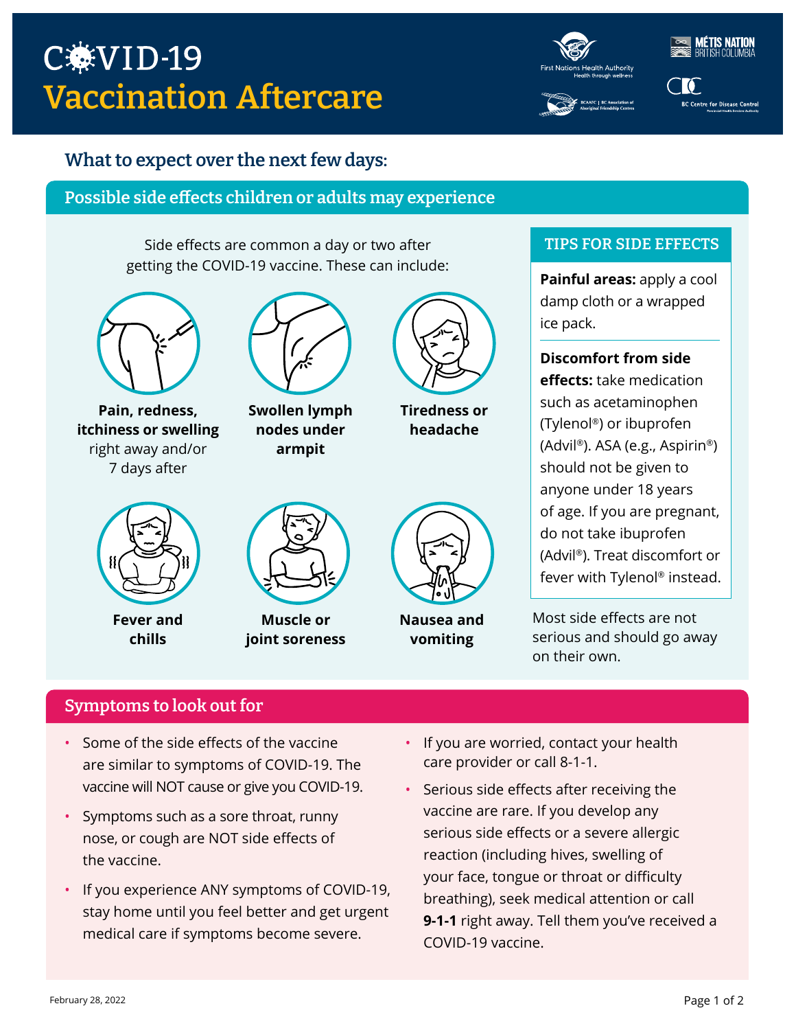# COVID-19 Vaccination Aftercare

## What to expect over the next few days:

### Possible side effects children or adults may experience

Side effects are common a day or two after getting the COVID-19 vaccine. These can include:

- **Pain, redness, itchiness or swelling** right away and/or 7 days after
- **Swollen lymph nodes under armpit**
- **Tiredness or headache**
- **Fever and chills**
- **Muscle or joint soreness**
- **Nausea and vomiting**

#### TIPS FOR SIDE EFFECTS

**Painful areas:** apply a cool damp cloth or a wrapped ice pack.

**Discomfort from side effects:** take medication such as acetaminophen (Tylenol®) or ibuprofen (Advil®). ASA (e.g., Aspirin®) should not be given to anyone under 18 years of age. If you are pregnant, do not take ibuprofen (Advil®). Treat discomfort or fever with Tylenol® instead.

Most side effects are not serious and should go away on their own.

### Symptoms to look out for

- Some of the side effects of the vaccine are similar to symptoms of COVID-19. The vaccine will NOT cause or give you COVID-19.
- Symptoms such as a sore throat, runny nose, or cough are NOT side effects of the vaccine.
- If you experience ANY symptoms of COVID-19, stay home until you feel better and get urgent medical care if symptoms become severe.
- If you are worried, contact your health care provider or call 8-1-1.
- Serious side effects after receiving the vaccine are rare. If you develop any serious side effects or a severe allergic reaction (including hives, swelling of your face, tongue or throat or difficulty breathing), seek medical attention or call **9-1-1** right away. Tell them you've received a COVID-19 vaccine.

February 28, 2022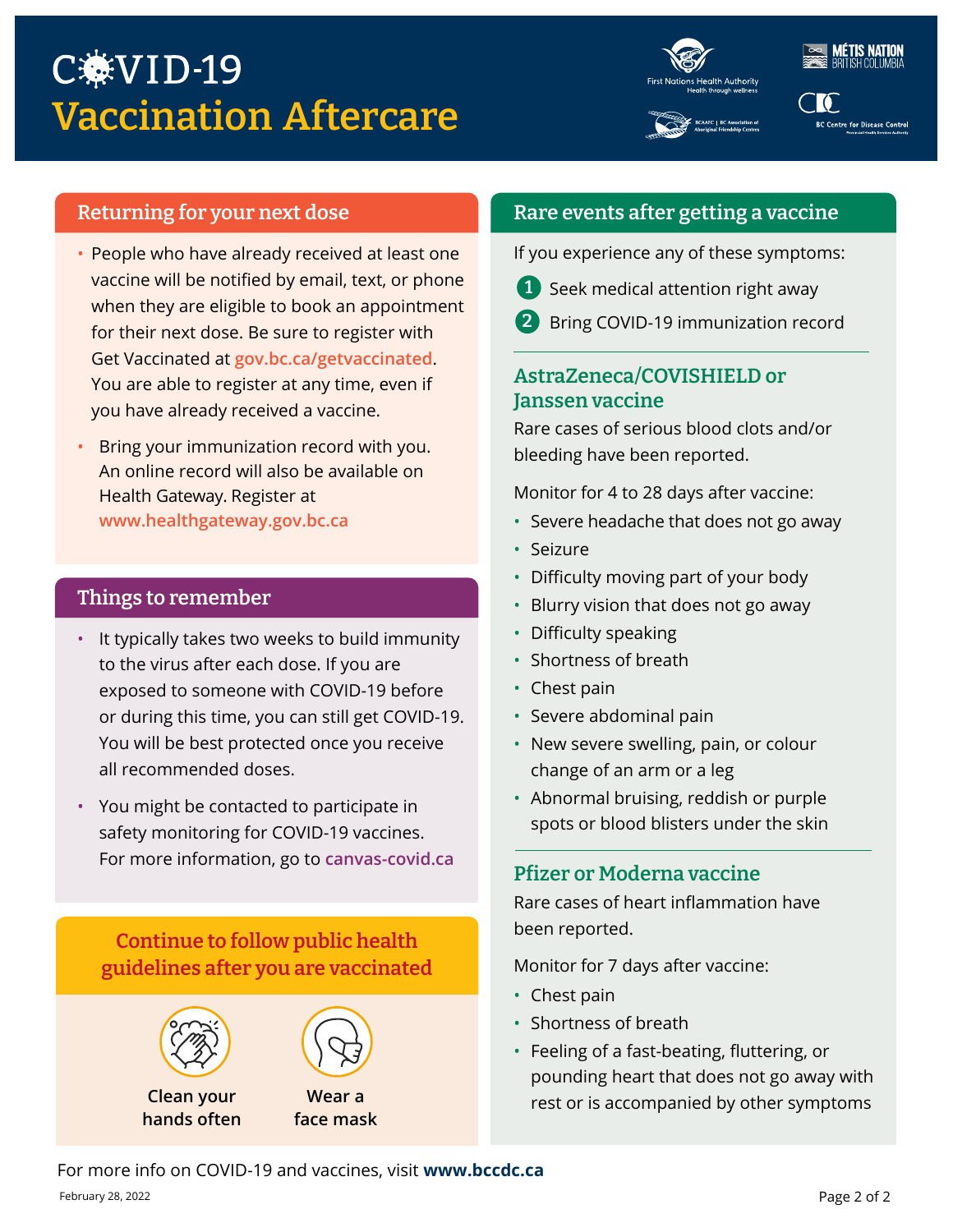# COVID-19 Vaccination Aftercare

## Returning for your next dose

- People who have already received at least one vaccine will be notified by email, text, or phone when they are eligible to book an appointment for their next dose. Be sure to register with Get Vaccinated at gov.bc.ca/getvaccinated. You are able to register at any time, even if you have already received a vaccine.
- Bring your immunization record with you. An online record will also be available on Health Gateway. Register at www.healthgateway.gov.bc.ca

## Things to remember

- It typically takes two weeks to build immunity to the virus after each dose. If you are exposed to someone with COVID-19 before or during this time, you can still get COVID-19. You will be best protected once you receive all recommended doses.
- You might be contacted to participate in safety monitoring for COVID-19 vaccines. For more information, go to canvas-covid.ca

## Continue to follow public health guidelines after you are vaccinated

Clean your hands often

Wear a face mask

## Rare events after getting a vaccine

If you experience any of these symptoms:

1. Seek medical attention right away
2. Bring COVID-19 immunization record

### AstraZeneca/COVISHIELD or Janssen vaccine

Rare cases of serious blood clots and/or bleeding have been reported.

Monitor for 4 to 28 days after vaccine:

- Severe headache that does not go away
- Seizure
- Difficulty moving part of your body
- Blurry vision that does not go away
- Difficulty speaking
- Shortness of breath
- Chest pain
- Severe abdominal pain
- New severe swelling, pain, or colour change of an arm or a leg
- Abnormal bruising, reddish or purple spots or blood blisters under the skin

### Pfizer or Moderna vaccine

Rare cases of heart inflammation have been reported.

Monitor for 7 days after vaccine:

- Chest pain
- Shortness of breath
- Feeling of a fast-beating, fluttering, or pounding heart that does not go away with rest or is accompanied by other symptoms

For more info on COVID-19 and vaccines, visit **www.bccdc.ca**

February 28, 2022